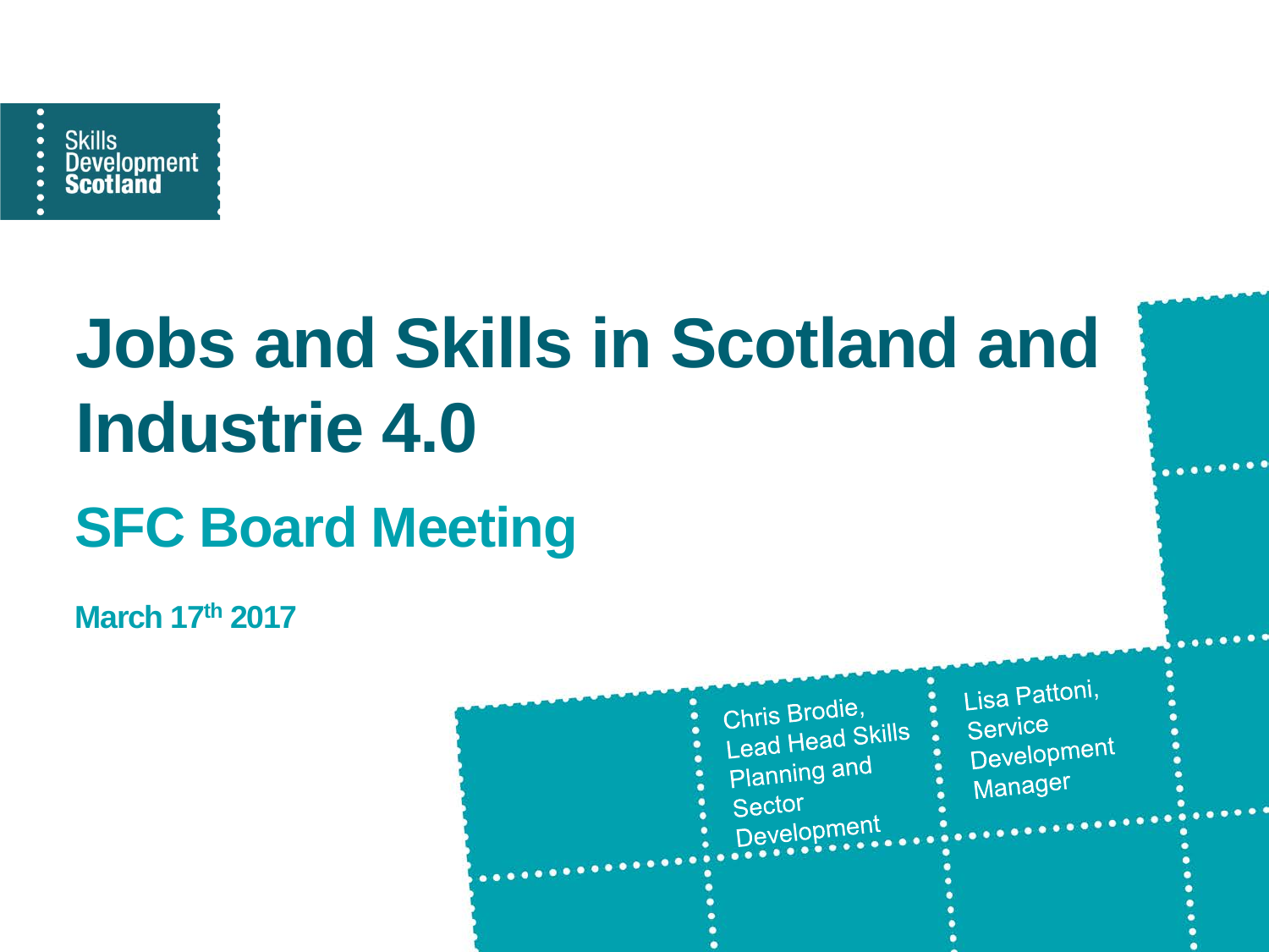Skills Development Scotland

# Jobs and Skills in Scotland and Industrie 4.0

## SFC Board Meeting

**March 17th 2017**

Chris Brodie, Lead Head Skills Planning and Sector Development

Lisa Pattoni, Service Development Manager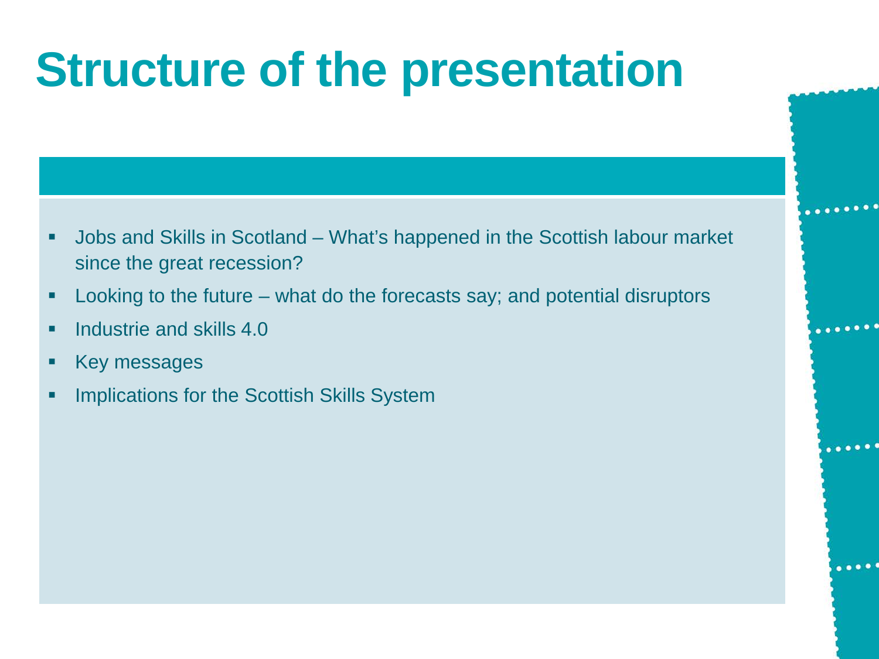# Structure of the presentation

- Jobs and Skills in Scotland – What's happened in the Scottish labour market since the great recession?
- Looking to the future – what do the forecasts say; and potential disruptors
- Industrie and skills 4.0
- Key messages
- Implications for the Scottish Skills System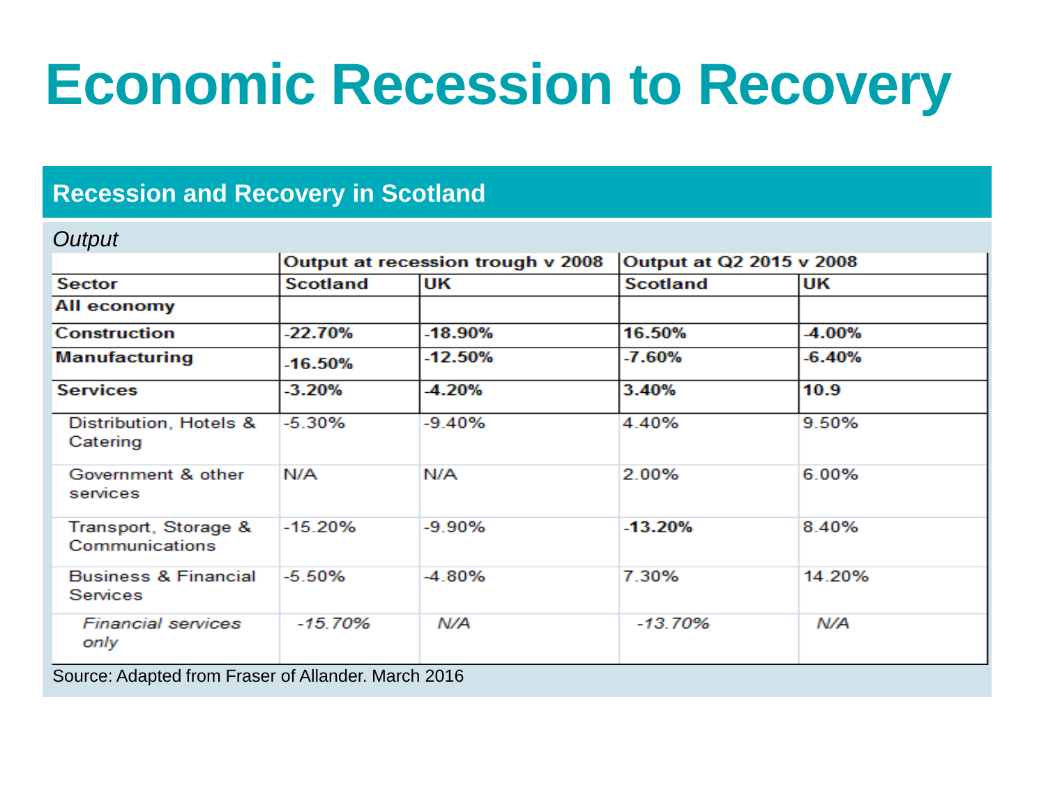# Economic Recession to Recovery

## Recession and Recovery in Scotland

*Output*

| | Output at recession trough v 2008 | | Output at Q2 2015 v 2008 | |
|---|---|---|---|---|
| **Sector** | **Scotland** | **UK** | **Scotland** | **UK** |
| **All economy** | | | | |
| **Construction** | **-22.70%** | **-18.90%** | **16.50%** | **-4.00%** |
| **Manufacturing** | **-16.50%** | **-12.50%** | **-7.60%** | **-6.40%** |
| **Services** | **-3.20%** | **-4.20%** | **3.40%** | **10.9** |
| Distribution, Hotels & Catering | -5.30% | -9.40% | 4.40% | 9.50% |
| Government & other services | N/A | N/A | 2.00% | 6.00% |
| Transport, Storage & Communications | -15.20% | -9.90% | **-13.20%** | 8.40% |
| Business & Financial Services | -5.50% | -4.80% | 7.30% | 14.20% |
| *Financial services only* | *-15.70%* | *N/A* | *-13.70%* | *N/A* |

Source: Adapted from Fraser of Allander. March 2016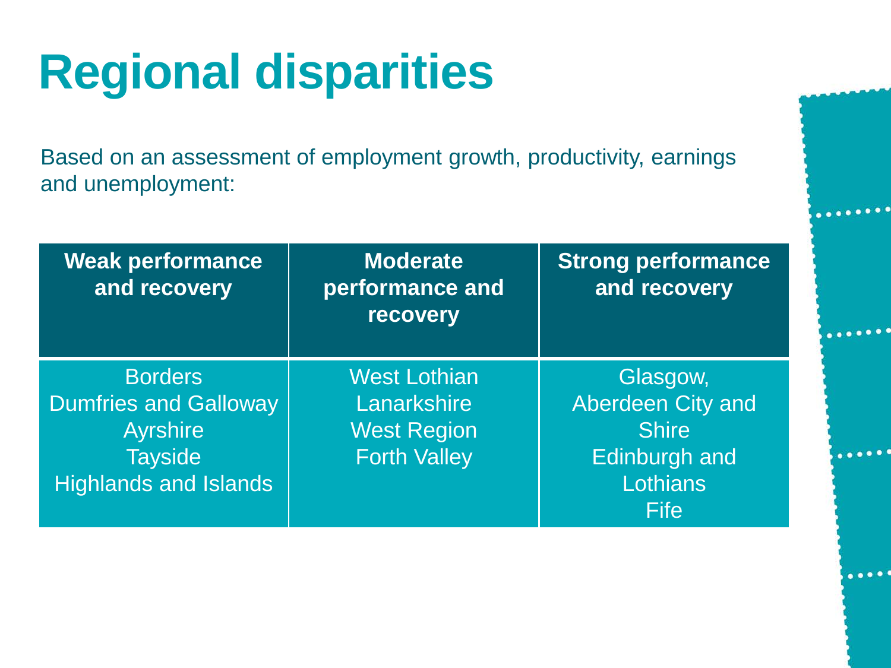# Regional disparities

Based on an assessment of employment growth, productivity, earnings and unemployment:

| Weak performance and recovery | Moderate performance and recovery | Strong performance and recovery |
|---|---|---|
| Borders<br>Dumfries and Galloway<br>Ayrshire<br>Tayside<br>Highlands and Islands | West Lothian<br>Lanarkshire<br>West Region<br>Forth Valley | Glasgow,<br>Aberdeen City and Shire<br>Edinburgh and Lothians<br>Fife |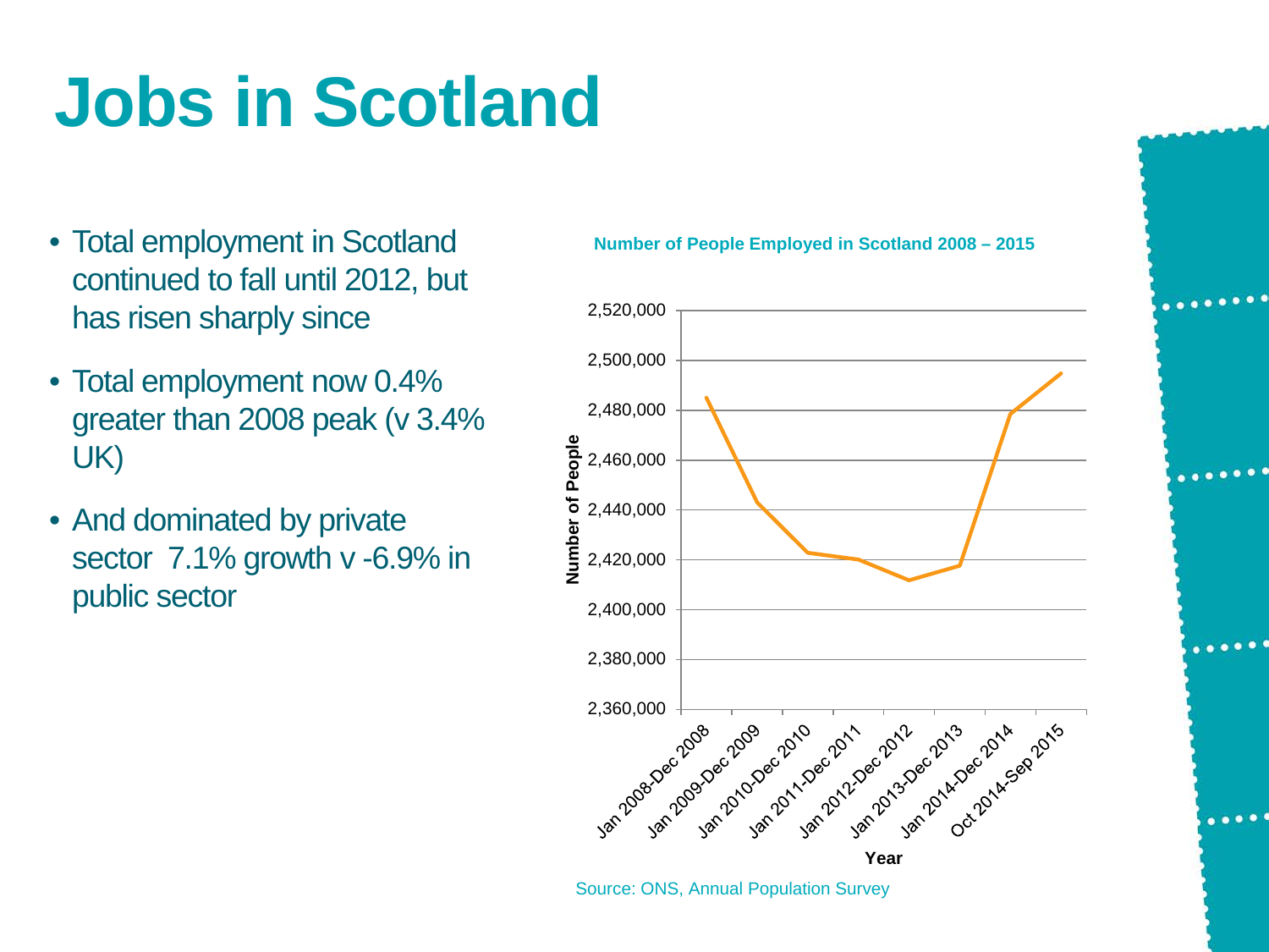# Jobs in Scotland

- Total employment in Scotland continued to fall until 2012, but has risen sharply since
- Total employment now 0.4% greater than 2008 peak (v 3.4% UK)
- And dominated by private sector 7.1% growth v -6.9% in public sector

**Number of People Employed in Scotland 2008 – 2015**

Source: ONS, Annual Population Survey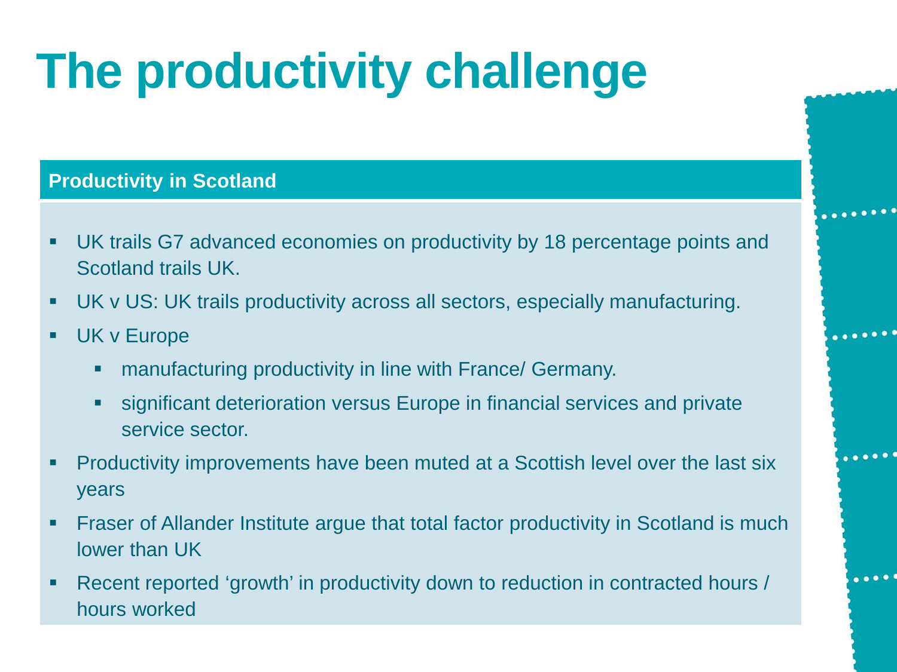# The productivity challenge

## Productivity in Scotland

- UK trails G7 advanced economies on productivity by 18 percentage points and Scotland trails UK.
- UK v US: UK trails productivity across all sectors, especially manufacturing.
- UK v Europe
  - manufacturing productivity in line with France/ Germany.
  - significant deterioration versus Europe in financial services and private service sector.
- Productivity improvements have been muted at a Scottish level over the last six years
- Fraser of Allander Institute argue that total factor productivity in Scotland is much lower than UK
- Recent reported 'growth' in productivity down to reduction in contracted hours / hours worked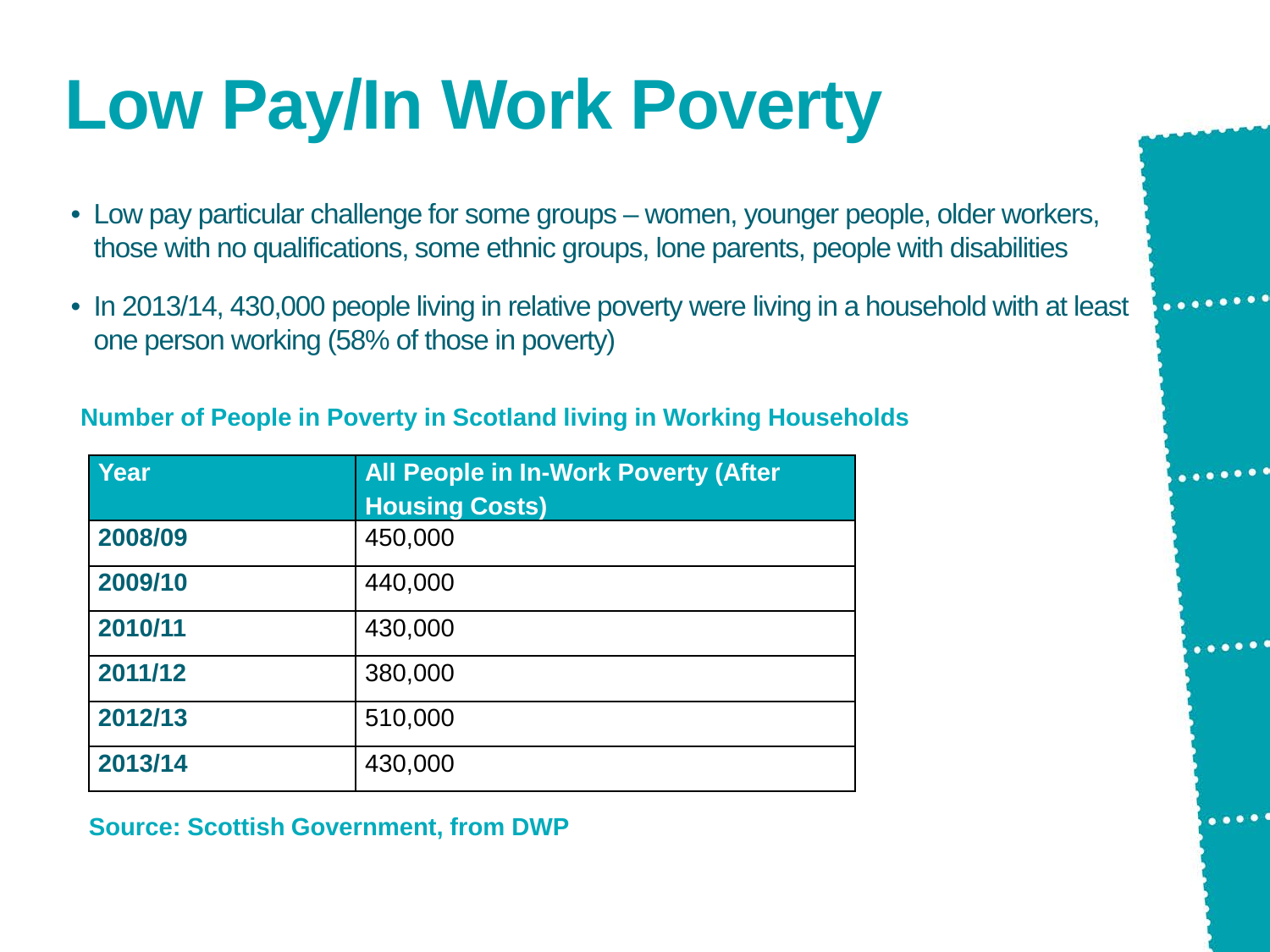# Low Pay/In Work Poverty

- Low pay particular challenge for some groups – women, younger people, older workers, those with no qualifications, some ethnic groups, lone parents, people with disabilities
- In 2013/14, 430,000 people living in relative poverty were living in a household with at least one person working (58% of those in poverty)

**Number of People in Poverty in Scotland living in Working Households**

| Year | All People in In-Work Poverty (After Housing Costs) |
|---|---|
| **2008/09** | 450,000 |
| **2009/10** | 440,000 |
| **2010/11** | 430,000 |
| **2011/12** | 380,000 |
| **2012/13** | 510,000 |
| **2013/14** | 430,000 |

**Source: Scottish Government, from DWP**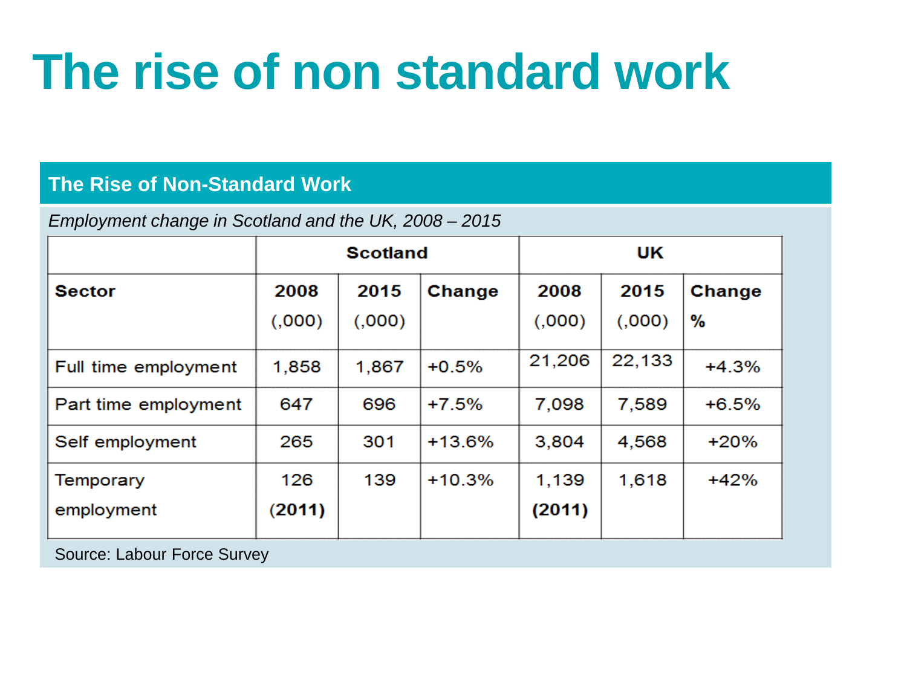# The rise of non standard work

## The Rise of Non-Standard Work

*Employment change in Scotland and the UK, 2008 – 2015*

| | Scotland | | | UK | | |
|---|---|---|---|---|---|---|
| **Sector** | **2008** (,000) | **2015** (,000) | **Change** | **2008** (,000) | **2015** (,000) | **Change %** |
| Full time employment | 1,858 | 1,867 | +0.5% | 21,206 | 22,133 | +4.3% |
| Part time employment | 647 | 696 | +7.5% | 7,098 | 7,589 | +6.5% |
| Self employment | 265 | 301 | +13.6% | 3,804 | 4,568 | +20% |
| Temporary employment | 126 **(2011)** | 139 | +10.3% | 1,139 **(2011)** | 1,618 | +42% |

Source: Labour Force Survey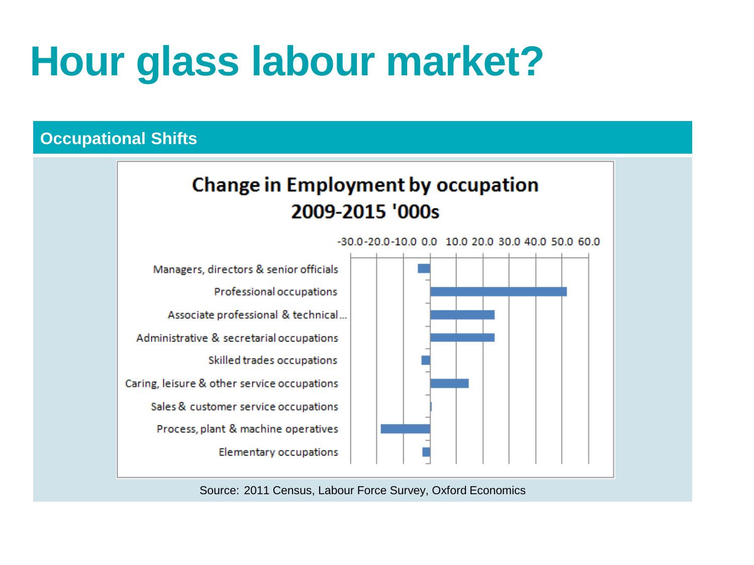# Hour glass labour market?

## Occupational Shifts

**Change in Employment by occupation 2009-2015 '000s**

| Occupation | Change ('000s) |
| --- | --- |
| Managers, directors & senior officials | -4.5 |
| Professional occupations | 52.0 |
| Associate professional & technical... | 24.5 |
| Administrative & secretarial occupations | 24.5 |
| Skilled trades occupations | -3.0 |
| Caring, leisure & other service occupations | 14.5 |
| Sales & customer service occupations | 0.5 |
| Process, plant & machine operatives | -18.5 |
| Elementary occupations | -3.0 |

Source: 2011 Census, Labour Force Survey, Oxford Economics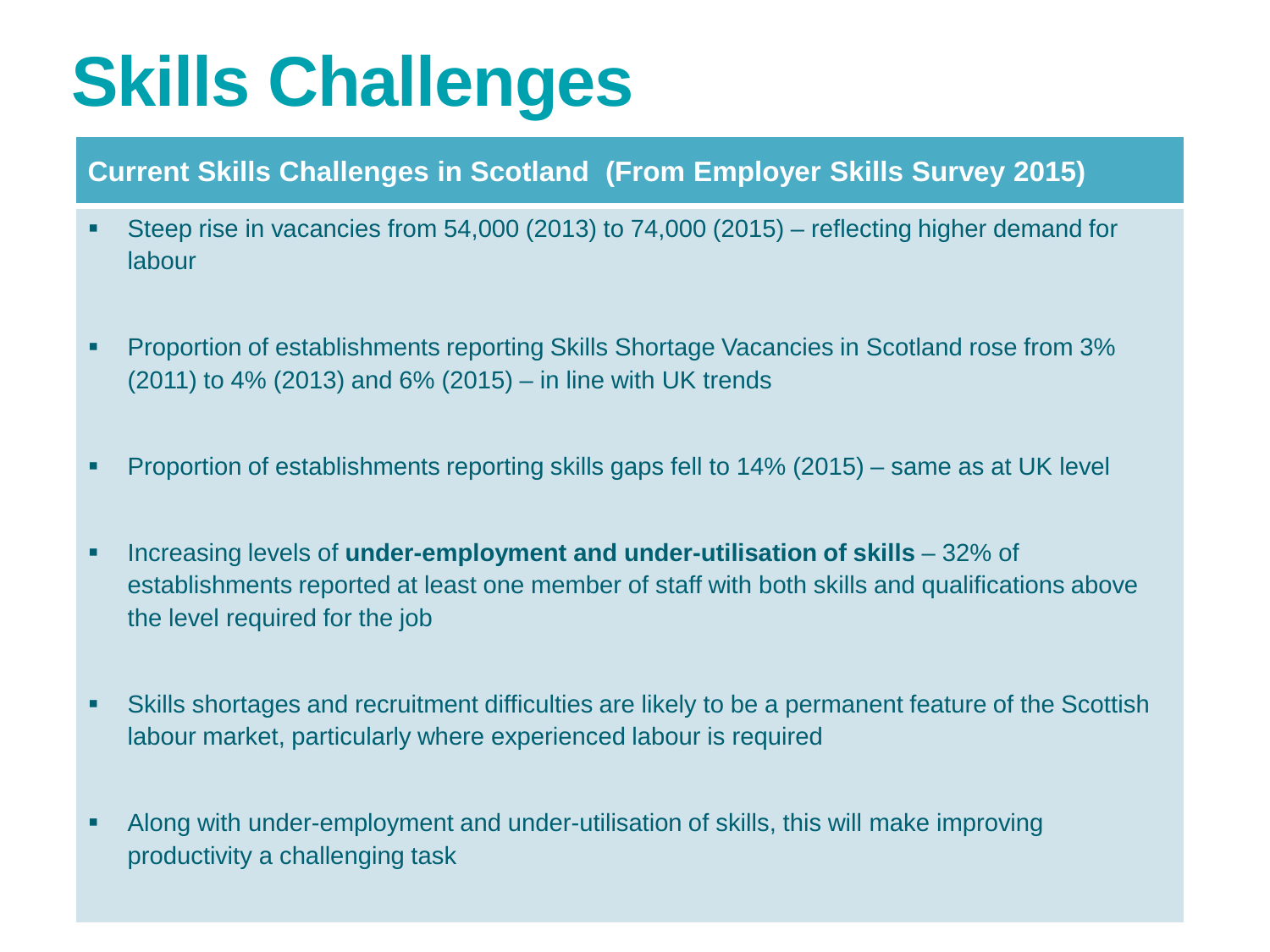# Skills Challenges

## Current Skills Challenges in Scotland (From Employer Skills Survey 2015)

- Steep rise in vacancies from 54,000 (2013) to 74,000 (2015) – reflecting higher demand for labour
- Proportion of establishments reporting Skills Shortage Vacancies in Scotland rose from 3% (2011) to 4% (2013) and 6% (2015) – in line with UK trends
- Proportion of establishments reporting skills gaps fell to 14% (2015) – same as at UK level
- Increasing levels of **under-employment and under-utilisation of skills** – 32% of establishments reported at least one member of staff with both skills and qualifications above the level required for the job
- Skills shortages and recruitment difficulties are likely to be a permanent feature of the Scottish labour market, particularly where experienced labour is required
- Along with under-employment and under-utilisation of skills, this will make improving productivity a challenging task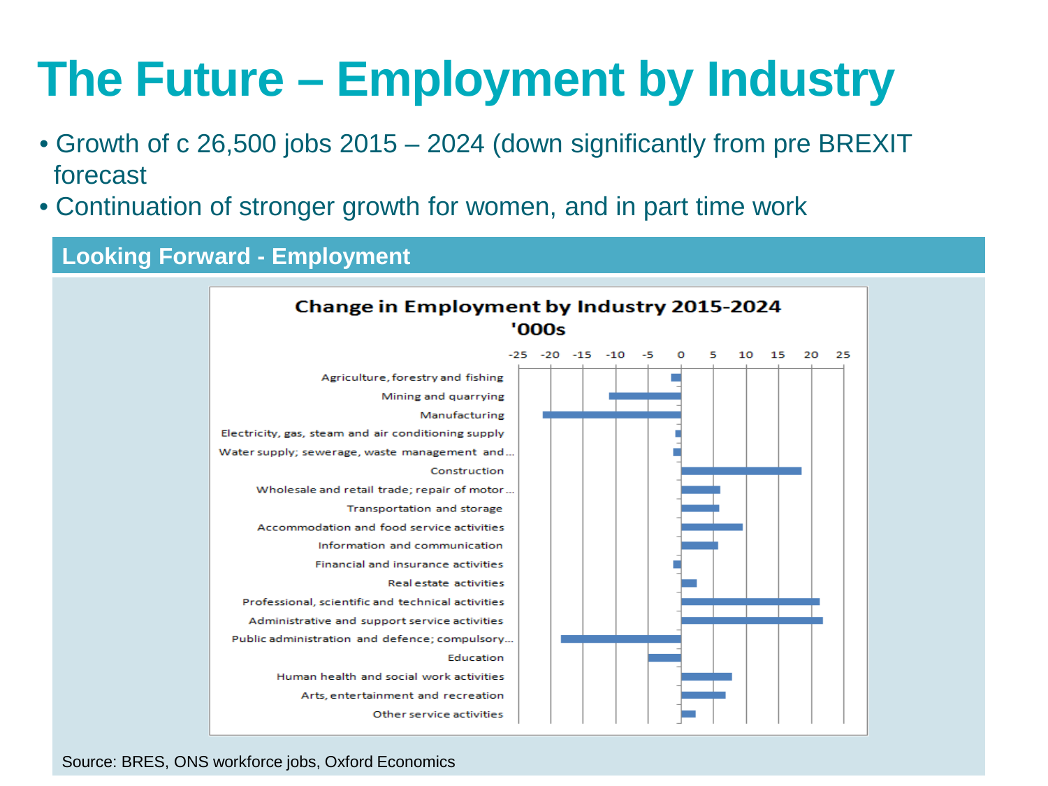# The Future – Employment by Industry

- Growth of c 26,500 jobs 2015 – 2024 (down significantly from pre BREXIT forecast
- Continuation of stronger growth for women, and in part time work

## Looking Forward - Employment

**Change in Employment by Industry 2015-2024 '000s**

Agriculture, forestry and fishing
Mining and quarrying
Manufacturing
Electricity, gas, steam and air conditioning supply
Water supply; sewerage, waste management and...
Construction
Wholesale and retail trade; repair of motor...
Transportation and storage
Accommodation and food service activities
Information and communication
Financial and insurance activities
Real estate activities
Professional, scientific and technical activities
Administrative and support service activities
Public administration and defence; compulsory...
Education
Human health and social work activities
Arts, entertainment and recreation
Other service activities

-25 -20 -15 -10 -5 0 5 10 15 20 25

Source: BRES, ONS workforce jobs, Oxford Economics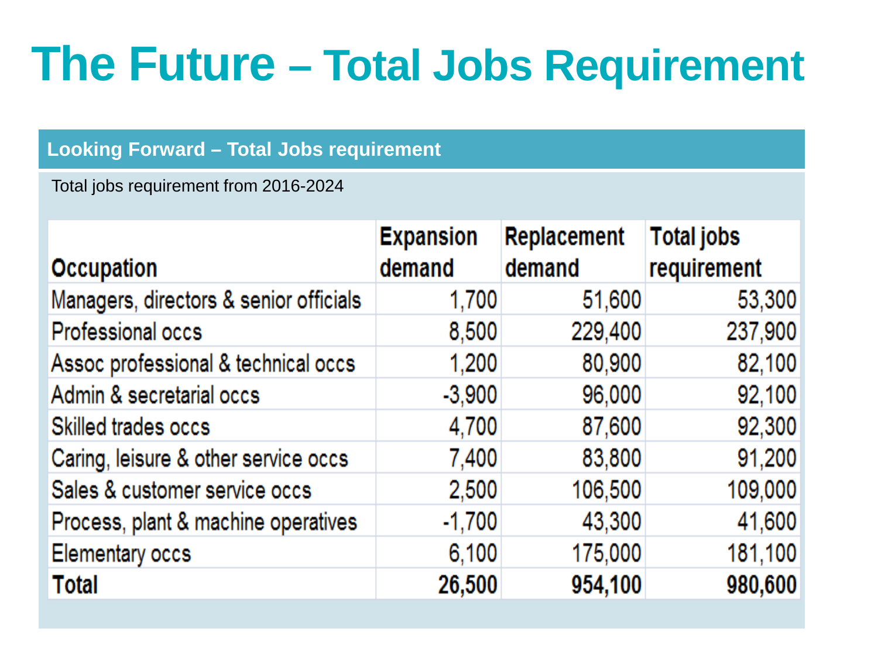# The Future – Total Jobs Requirement

## Looking Forward – Total Jobs requirement

Total jobs requirement from 2016-2024

| Occupation | Expansion demand | Replacement demand | Total jobs requirement |
|---|---|---|---|
| Managers, directors & senior officials | 1,700 | 51,600 | 53,300 |
| Professional occs | 8,500 | 229,400 | 237,900 |
| Assoc professional & technical occs | 1,200 | 80,900 | 82,100 |
| Admin & secretarial occs | -3,900 | 96,000 | 92,100 |
| Skilled trades occs | 4,700 | 87,600 | 92,300 |
| Caring, leisure & other service occs | 7,400 | 83,800 | 91,200 |
| Sales & customer service occs | 2,500 | 106,500 | 109,000 |
| Process, plant & machine operatives | -1,700 | 43,300 | 41,600 |
| Elementary occs | 6,100 | 175,000 | 181,100 |
| **Total** | **26,500** | **954,100** | **980,600** |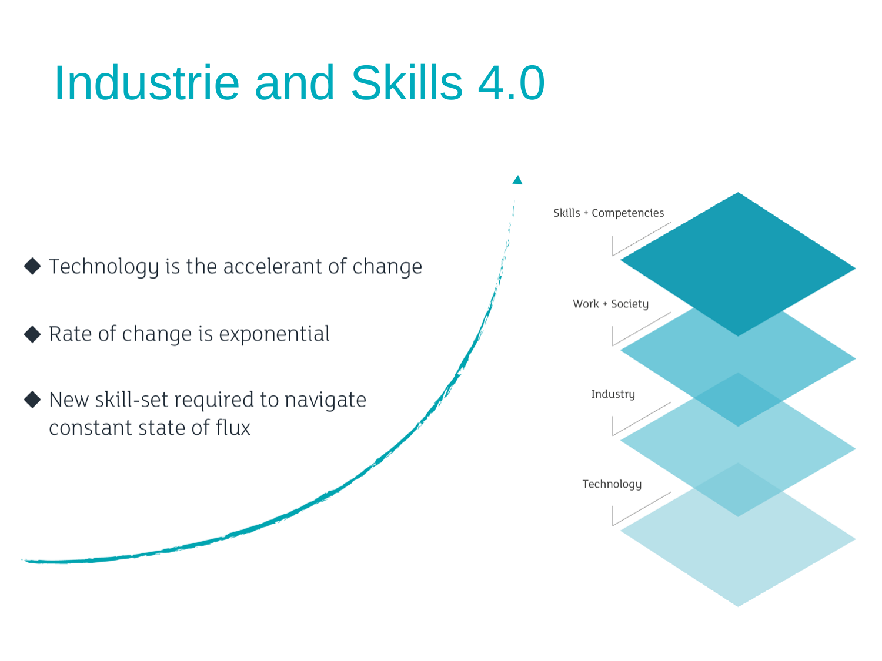# Industrie and Skills 4.0

- Technology is the accelerant of change
- Rate of change is exponential
- New skill-set required to navigate constant state of flux

Skills + Competencies

Work + Society

Industry

Technology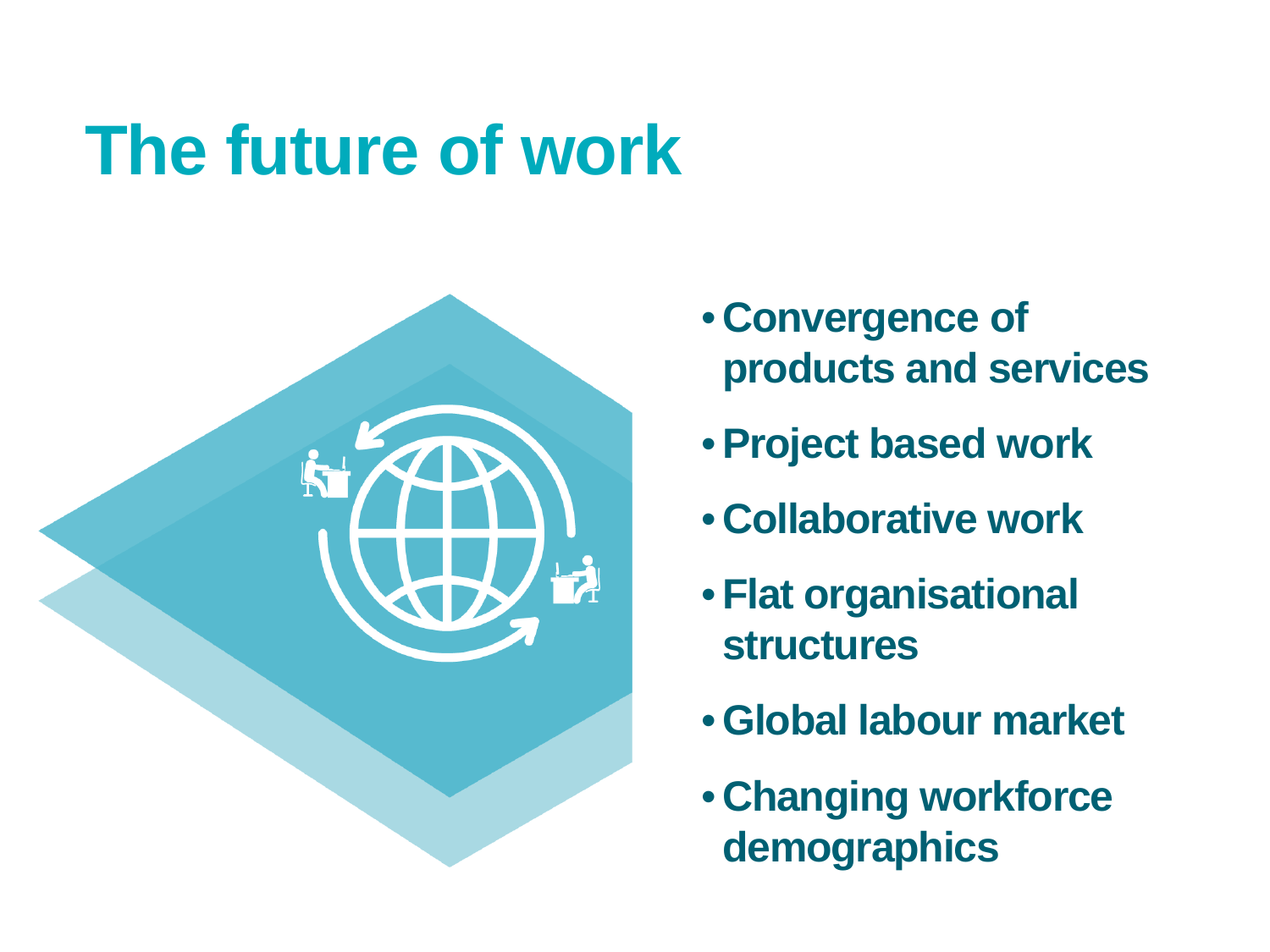# The future of work

- **Convergence of products and services**
- **Project based work**
- **Collaborative work**
- **Flat organisational structures**
- **Global labour market**
- **Changing workforce demographics**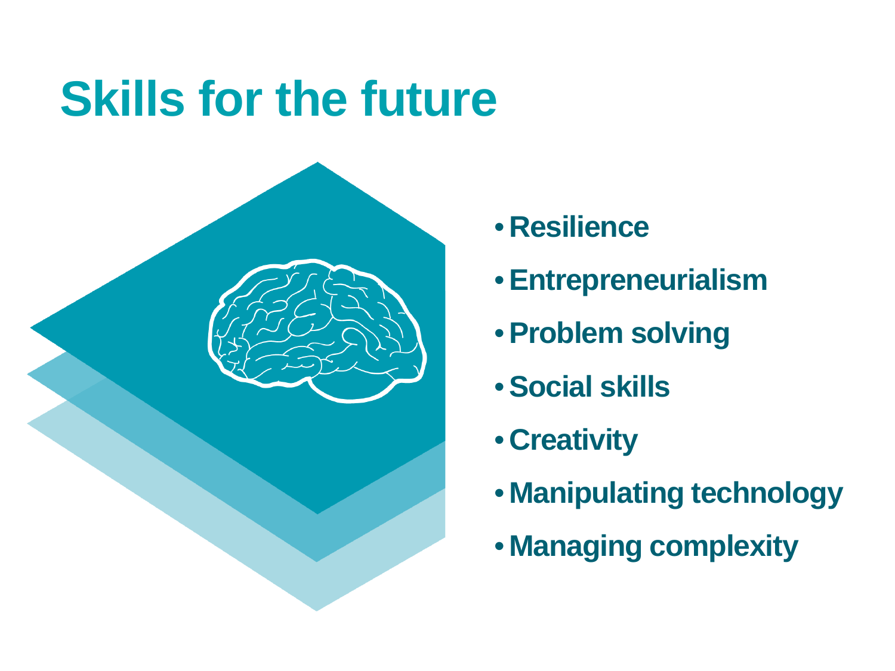# Skills for the future

- Resilience
- Entrepreneurialism
- Problem solving
- Social skills
- Creativity
- Manipulating technology
- Managing complexity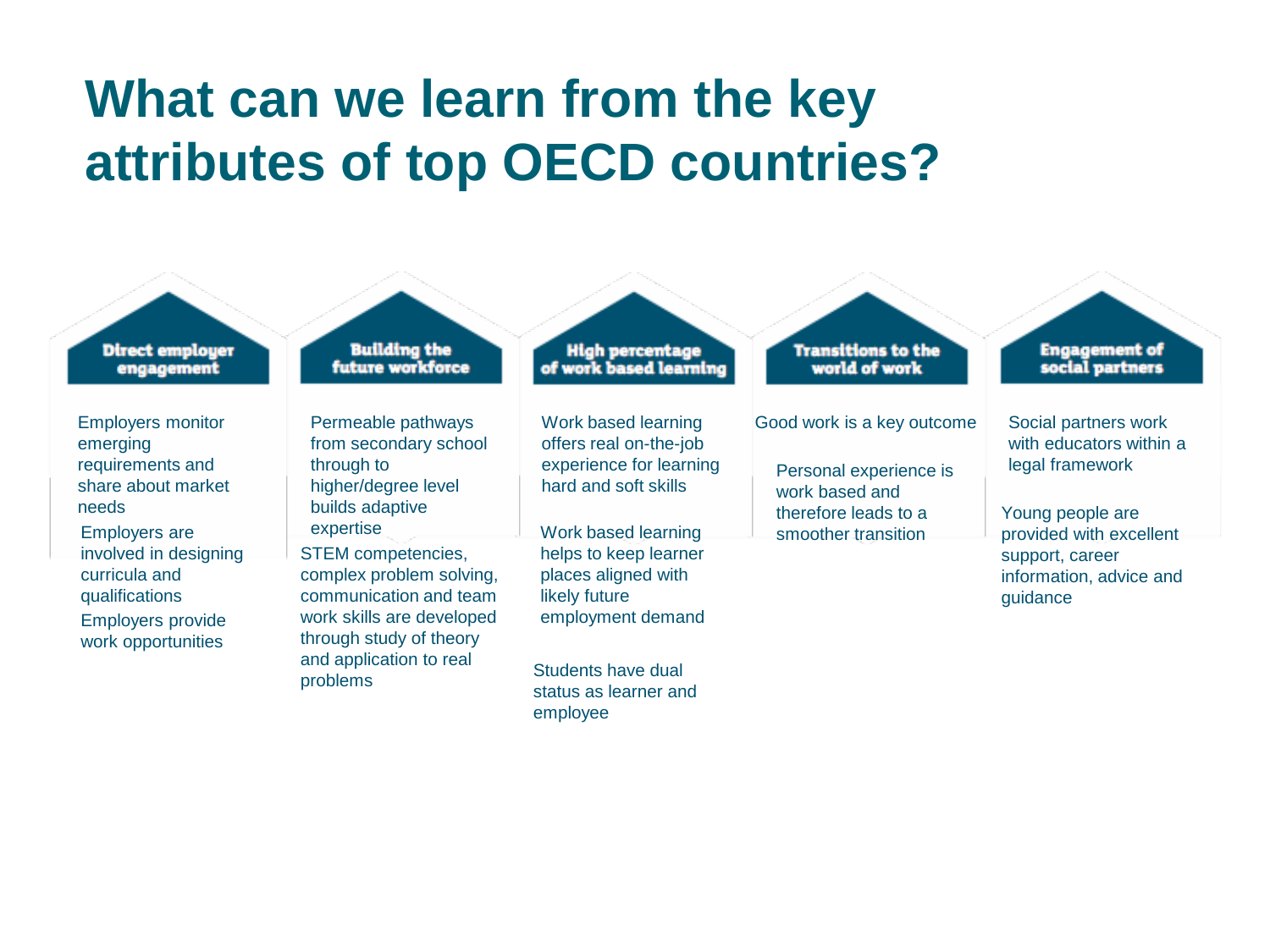# What can we learn from the key attributes of top OECD countries?

### Direct employer engagement

- Employers monitor emerging requirements and share about market needs
- Employers are involved in designing curricula and qualifications
- Employers provide work opportunities

### Building the future workforce

- Permeable pathways from secondary school through to higher/degree level builds adaptive expertise
- STEM competencies, complex problem solving, communication and team work skills are developed through study of theory and application to real problems

### High percentage of work based learning

- Work based learning offers real on-the-job experience for learning hard and soft skills
- Work based learning helps to keep learner places aligned with likely future employment demand
- Students have dual status as learner and employee

### Transitions to the world of work

- Good work is a key outcome
- Personal experience is work based and therefore leads to a smoother transition

### Engagement of social partners

- Social partners work with educators within a legal framework
- Young people are provided with excellent support, career information, advice and guidance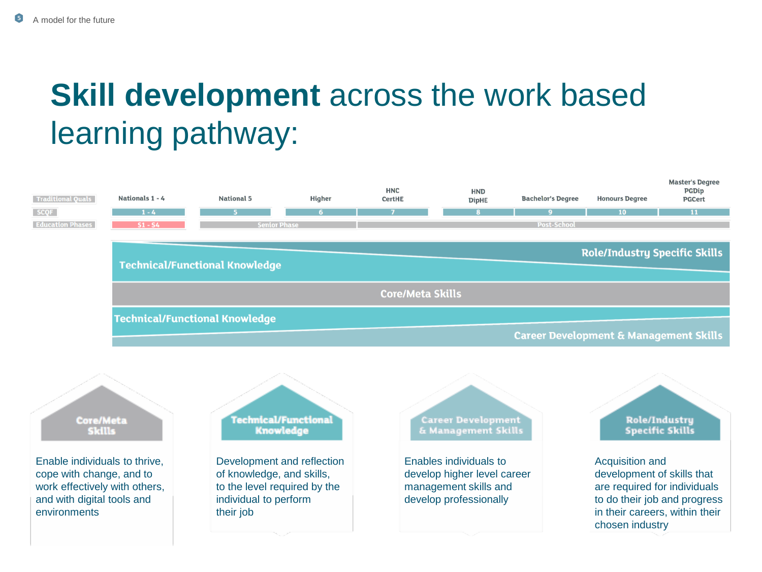# **Skill development** across the work based learning pathway:

| Traditional Quals | Nationals 1 - 4 | National 5 | Higher | HNC CertHE | HND DipHE | Bachelor's Degree | Honours Degree | Master's Degree PGDip PGCert |
| --- | --- | --- | --- | --- | --- | --- | --- | --- |
| SCQF | 1 - 4 | 5 | 6 | 7 | 8 | 9 | 10 | 11 |
| Education Phases | S1 - S4 | Senior Phase | | Post-School | | | | |

Technical/Functional Knowledge — Role/Industry Specific Skills

Core/Meta Skills

Technical/Functional Knowledge — Career Development & Management Skills

**Core/Meta Skills**

Enable individuals to thrive, cope with change, and to work effectively with others, and with digital tools and environments

**Technical/Functional Knowledge**

Development and reflection of knowledge, and skills, to the level required by the individual to perform their job

**Career Development & Management Skills**

Enables individuals to develop higher level career management skills and develop professionally

**Role/Industry Specific Skills**

Acquisition and development of skills that are required for individuals to do their job and progress in their careers, within their chosen industry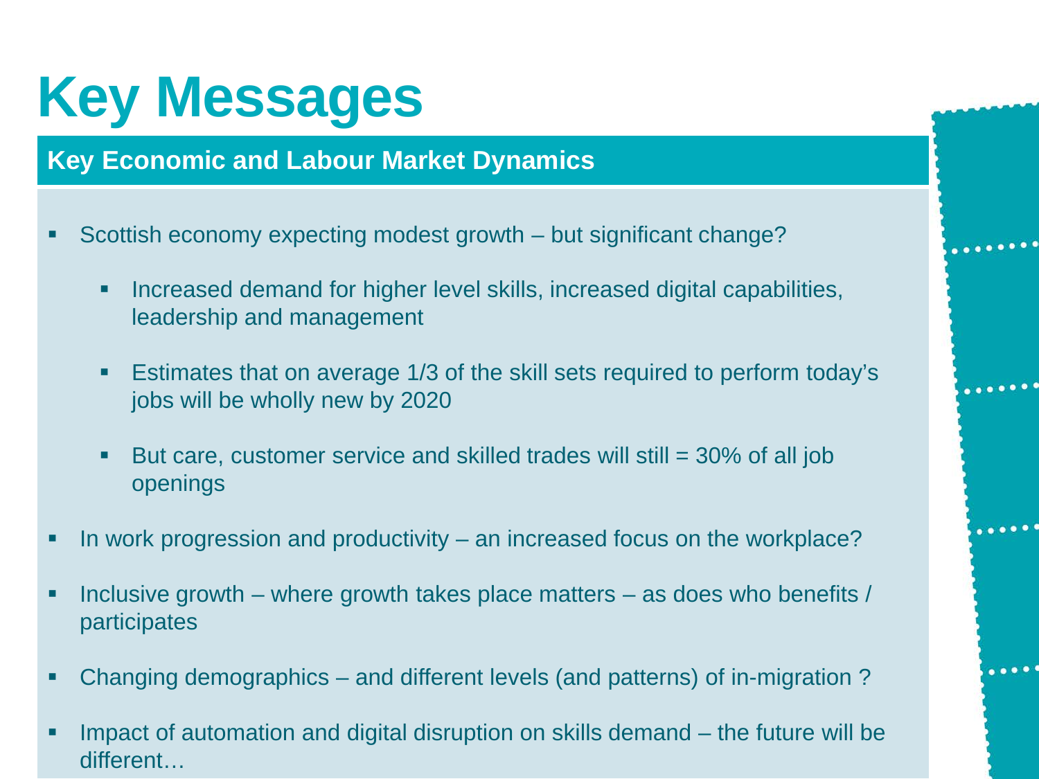# Key Messages

## Key Economic and Labour Market Dynamics

- Scottish economy expecting modest growth – but significant change?
  - Increased demand for higher level skills, increased digital capabilities, leadership and management
  - Estimates that on average 1/3 of the skill sets required to perform today's jobs will be wholly new by 2020
  - But care, customer service and skilled trades will still = 30% of all job openings
- In work progression and productivity – an increased focus on the workplace?
- Inclusive growth – where growth takes place matters – as does who benefits / participates
- Changing demographics – and different levels (and patterns) of in-migration ?
- Impact of automation and digital disruption on skills demand – the future will be different…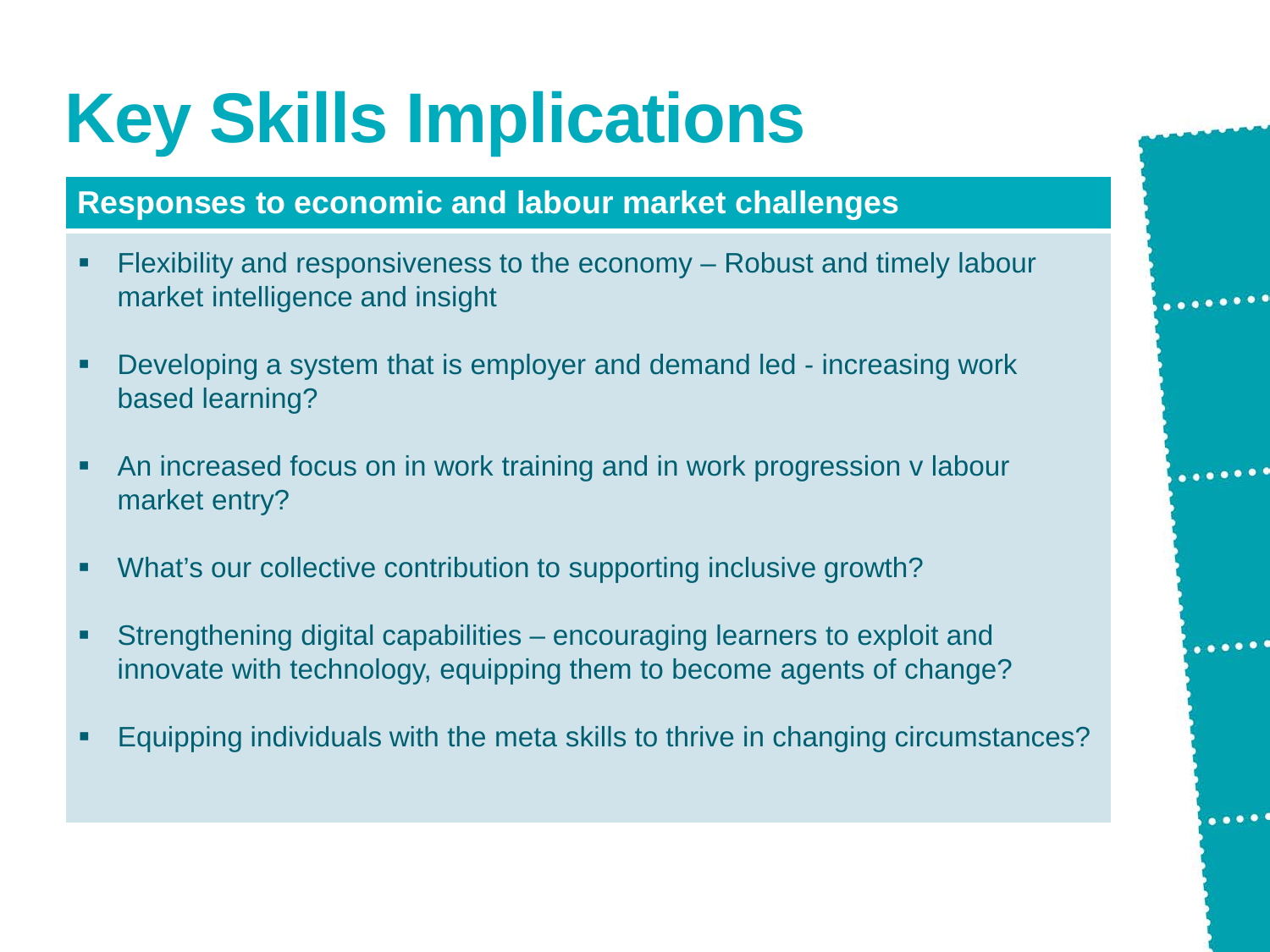# Key Skills Implications

## Responses to economic and labour market challenges

- Flexibility and responsiveness to the economy – Robust and timely labour market intelligence and insight
- Developing a system that is employer and demand led - increasing work based learning?
- An increased focus on in work training and in work progression v labour market entry?
- What's our collective contribution to supporting inclusive growth?
- Strengthening digital capabilities – encouraging learners to exploit and innovate with technology, equipping them to become agents of change?
- Equipping individuals with the meta skills to thrive in changing circumstances?